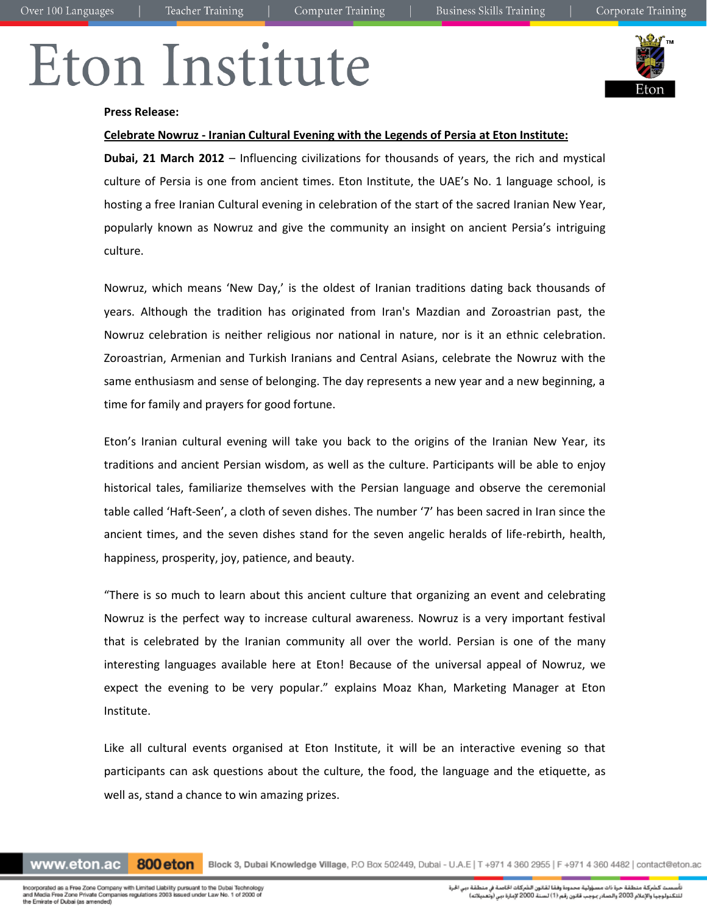**Press Release:**

**Celebrate Nowruz - Iranian Cultural Evening with the Legends of Persia at Eton Institute:**

**Dubai, 21 March 2012** – Influencing civilizations for thousands of years, the rich and mystical culture of Persia is one from ancient times. Eton Institute, the UAE's No. 1 language school, is hosting a free Iranian Cultural evening in celebration of the start of the sacred Iranian New Year, popularly known as Nowruz and give the community an insight on ancient Persia's intriguing culture.

Nowruz, which means 'New Day,' is the oldest of Iranian traditions dating back thousands of years. Although the tradition has originated from Iran's Mazdian and Zoroastrian past, the Nowruz celebration is neither religious nor national in nature, nor is it an ethnic celebration. Zoroastrian, Armenian and Turkish Iranians and Central Asians, celebrate the Nowruz with the same enthusiasm and sense of belonging. The day represents a new year and a new beginning, a time for family and prayers for good fortune.

Eton's Iranian cultural evening will take you back to the origins of the Iranian New Year, its traditions and ancient Persian wisdom, as well as the culture. Participants will be able to enjoy historical tales, familiarize themselves with the Persian language and observe the ceremonial table called 'Haft-Seen', a cloth of seven dishes. The number '7' has been sacred in Iran since the ancient times, and the seven dishes stand for the seven angelic heralds of life-rebirth, health, happiness, prosperity, joy, patience, and beauty.

"There is so much to learn about this ancient culture that organizing an event and celebrating Nowruz is the perfect way to increase cultural awareness. Nowruz is a very important festival that is celebrated by the Iranian community all over the world. Persian is one of the many interesting languages available here at Eton! Because of the universal appeal of Nowruz, we expect the evening to be very popular." explains Moaz Khan, Marketing Manager at Eton Institute.

Like all cultural events organised at Eton Institute, it will be an interactive evening so that participants can ask questions about the culture, the food, the language and the etiquette, as well as, stand a chance to win amazing prizes.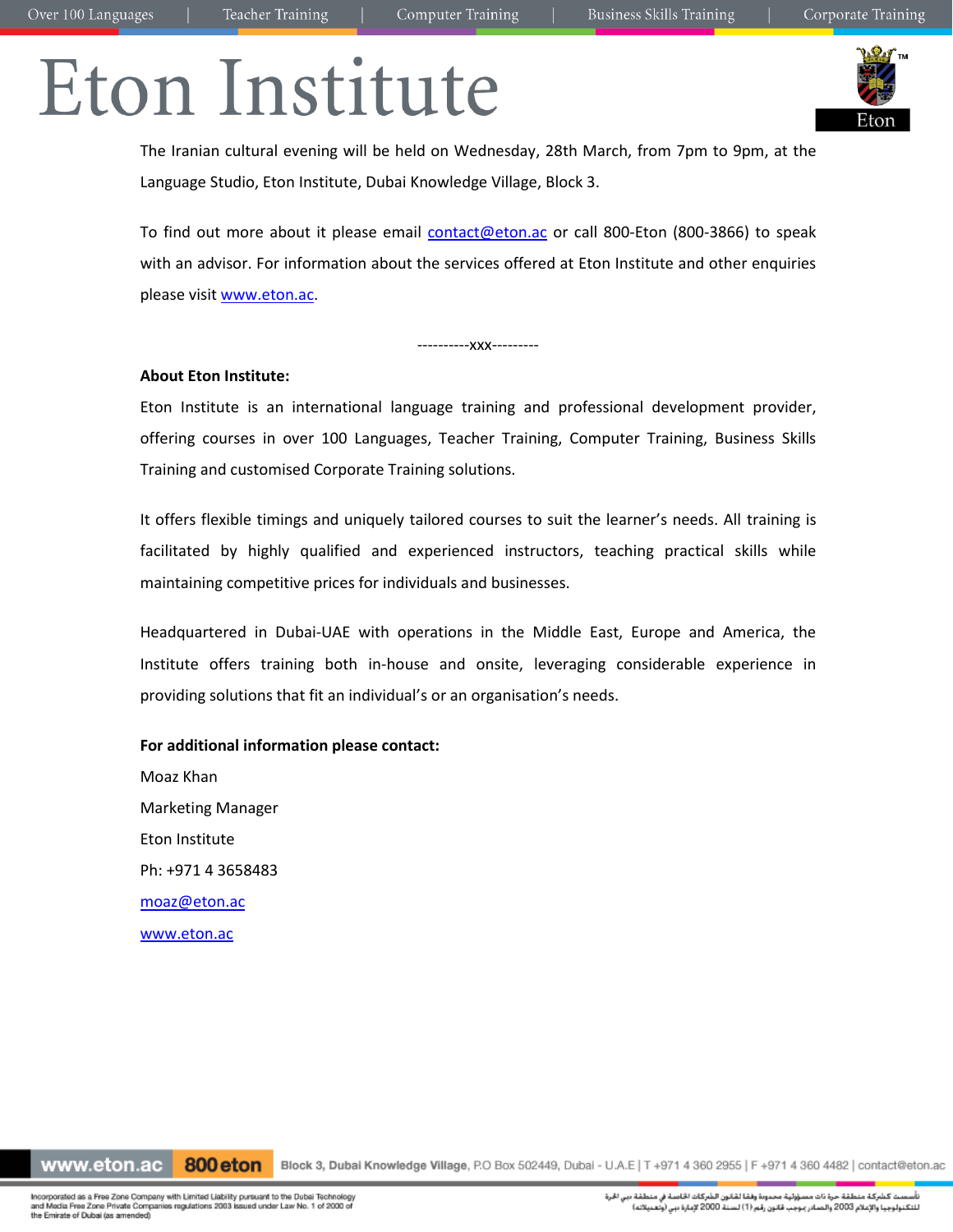The Iranian cultural evening will be held on Wednesday, 28th March, from 7pm to 9pm, at the Language Studio, Eton Institute, Dubai Knowledge Village, Block 3.

To find out more about it please email contact@eton.ac or call 800-Eton (800-3866) to speak with an advisor. For information about the services offered at Eton Institute and other enquiries please visit www.eton.ac.

----------xxx---------

**About Eton Institute:**

Eton Institute is an international language training and professional development provider, offering courses in over 100 Languages, Teacher Training, Computer Training, Business Skills Training and customised Corporate Training solutions.

It offers flexible timings and uniquely tailored courses to suit the learner's needs. All training is facilitated by highly qualified and experienced instructors, teaching practical skills while maintaining competitive prices for individuals and businesses.

Headquartered in Dubai-UAE with operations in the Middle East, Europe and America, the Institute offers training both in-house and onsite, leveraging considerable experience in providing solutions that fit an individual's or an organisation's needs.

**For additional information please contact:**

Moaz Khan

Marketing Manager

Eton Institute

Ph: +971 4 3658483

moaz@eton.ac

www.eton.ac